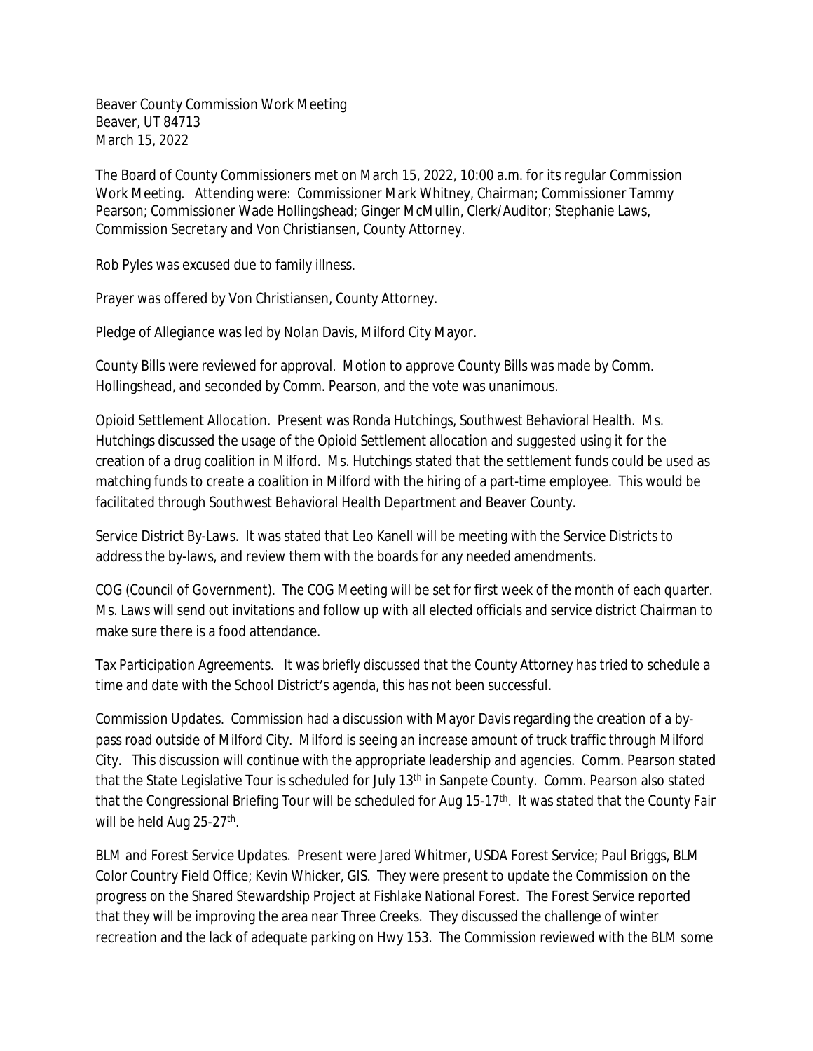Beaver County Commission Work Meeting
Beaver, UT 84713
March 15, 2022

The Board of County Commissioners met on March 15, 2022, 10:00 a.m. for its regular Commission Work Meeting. Attending were: Commissioner Mark Whitney, Chairman; Commissioner Tammy Pearson; Commissioner Wade Hollingshead; Ginger McMullin, Clerk/Auditor; Stephanie Laws, Commission Secretary and Von Christiansen, County Attorney.

Rob Pyles was excused due to family illness.

Prayer was offered by Von Christiansen, County Attorney.

Pledge of Allegiance was led by Nolan Davis, Milford City Mayor.

County Bills were reviewed for approval. Motion to approve County Bills was made by Comm. Hollingshead, and seconded by Comm. Pearson, and the vote was unanimous.

Opioid Settlement Allocation. Present was Ronda Hutchings, Southwest Behavioral Health. Ms. Hutchings discussed the usage of the Opioid Settlement allocation and suggested using it for the creation of a drug coalition in Milford. Ms. Hutchings stated that the settlement funds could be used as matching funds to create a coalition in Milford with the hiring of a part-time employee. This would be facilitated through Southwest Behavioral Health Department and Beaver County.

Service District By-Laws. It was stated that Leo Kanell will be meeting with the Service Districts to address the by-laws, and review them with the boards for any needed amendments.

COG (Council of Government). The COG Meeting will be set for first week of the month of each quarter. Ms. Laws will send out invitations and follow up with all elected officials and service district Chairman to make sure there is a food attendance.

Tax Participation Agreements. It was briefly discussed that the County Attorney has tried to schedule a time and date with the School District's agenda, this has not been successful.

Commission Updates. Commission had a discussion with Mayor Davis regarding the creation of a by-pass road outside of Milford City. Milford is seeing an increase amount of truck traffic through Milford City. This discussion will continue with the appropriate leadership and agencies. Comm. Pearson stated that the State Legislative Tour is scheduled for July 13th in Sanpete County. Comm. Pearson also stated that the Congressional Briefing Tour will be scheduled for Aug 15-17th. It was stated that the County Fair will be held Aug 25-27th.

BLM and Forest Service Updates. Present were Jared Whitmer, USDA Forest Service; Paul Briggs, BLM Color Country Field Office; Kevin Whicker, GIS. They were present to update the Commission on the progress on the Shared Stewardship Project at Fishlake National Forest. The Forest Service reported that they will be improving the area near Three Creeks. They discussed the challenge of winter recreation and the lack of adequate parking on Hwy 153. The Commission reviewed with the BLM some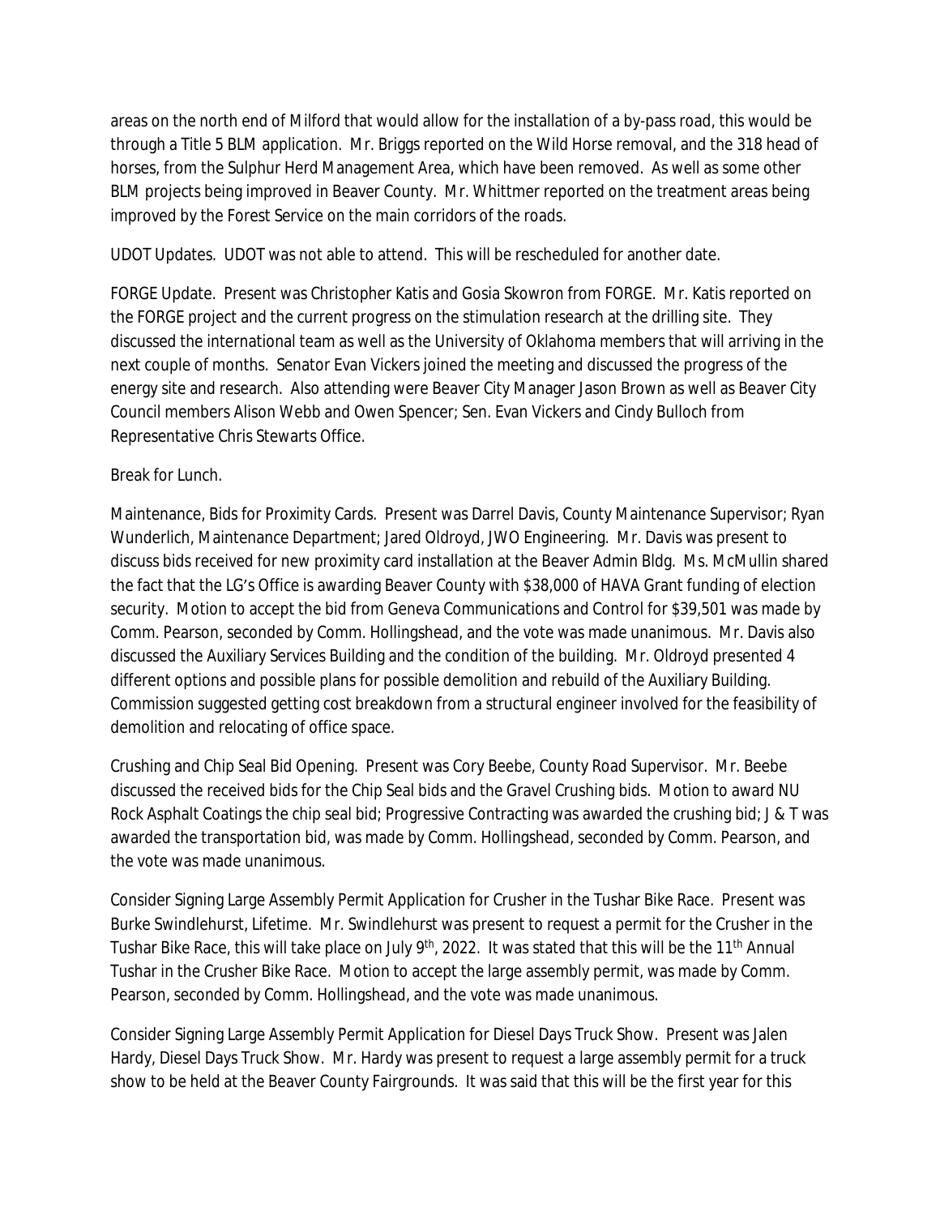areas on the north end of Milford that would allow for the installation of a by-pass road, this would be through a Title 5 BLM application. Mr. Briggs reported on the Wild Horse removal, and the 318 head of horses, from the Sulphur Herd Management Area, which have been removed. As well as some other BLM projects being improved in Beaver County. Mr. Whittmer reported on the treatment areas being improved by the Forest Service on the main corridors of the roads.

UDOT Updates. UDOT was not able to attend. This will be rescheduled for another date.

FORGE Update. Present was Christopher Katis and Gosia Skowron from FORGE. Mr. Katis reported on the FORGE project and the current progress on the stimulation research at the drilling site. They discussed the international team as well as the University of Oklahoma members that will arriving in the next couple of months. Senator Evan Vickers joined the meeting and discussed the progress of the energy site and research. Also attending were Beaver City Manager Jason Brown as well as Beaver City Council members Alison Webb and Owen Spencer; Sen. Evan Vickers and Cindy Bulloch from Representative Chris Stewarts Office.

Break for Lunch.

Maintenance, Bids for Proximity Cards. Present was Darrel Davis, County Maintenance Supervisor; Ryan Wunderlich, Maintenance Department; Jared Oldroyd, JWO Engineering. Mr. Davis was present to discuss bids received for new proximity card installation at the Beaver Admin Bldg. Ms. McMullin shared the fact that the LG's Office is awarding Beaver County with $38,000 of HAVA Grant funding of election security. Motion to accept the bid from Geneva Communications and Control for $39,501 was made by Comm. Pearson, seconded by Comm. Hollingshead, and the vote was made unanimous. Mr. Davis also discussed the Auxiliary Services Building and the condition of the building. Mr. Oldroyd presented 4 different options and possible plans for possible demolition and rebuild of the Auxiliary Building. Commission suggested getting cost breakdown from a structural engineer involved for the feasibility of demolition and relocating of office space.

Crushing and Chip Seal Bid Opening. Present was Cory Beebe, County Road Supervisor. Mr. Beebe discussed the received bids for the Chip Seal bids and the Gravel Crushing bids. Motion to award NU Rock Asphalt Coatings the chip seal bid; Progressive Contracting was awarded the crushing bid; J & T was awarded the transportation bid, was made by Comm. Hollingshead, seconded by Comm. Pearson, and the vote was made unanimous.

Consider Signing Large Assembly Permit Application for Crusher in the Tushar Bike Race. Present was Burke Swindlehurst, Lifetime. Mr. Swindlehurst was present to request a permit for the Crusher in the Tushar Bike Race, this will take place on July 9th, 2022. It was stated that this will be the 11th Annual Tushar in the Crusher Bike Race. Motion to accept the large assembly permit, was made by Comm. Pearson, seconded by Comm. Hollingshead, and the vote was made unanimous.

Consider Signing Large Assembly Permit Application for Diesel Days Truck Show. Present was Jalen Hardy, Diesel Days Truck Show. Mr. Hardy was present to request a large assembly permit for a truck show to be held at the Beaver County Fairgrounds. It was said that this will be the first year for this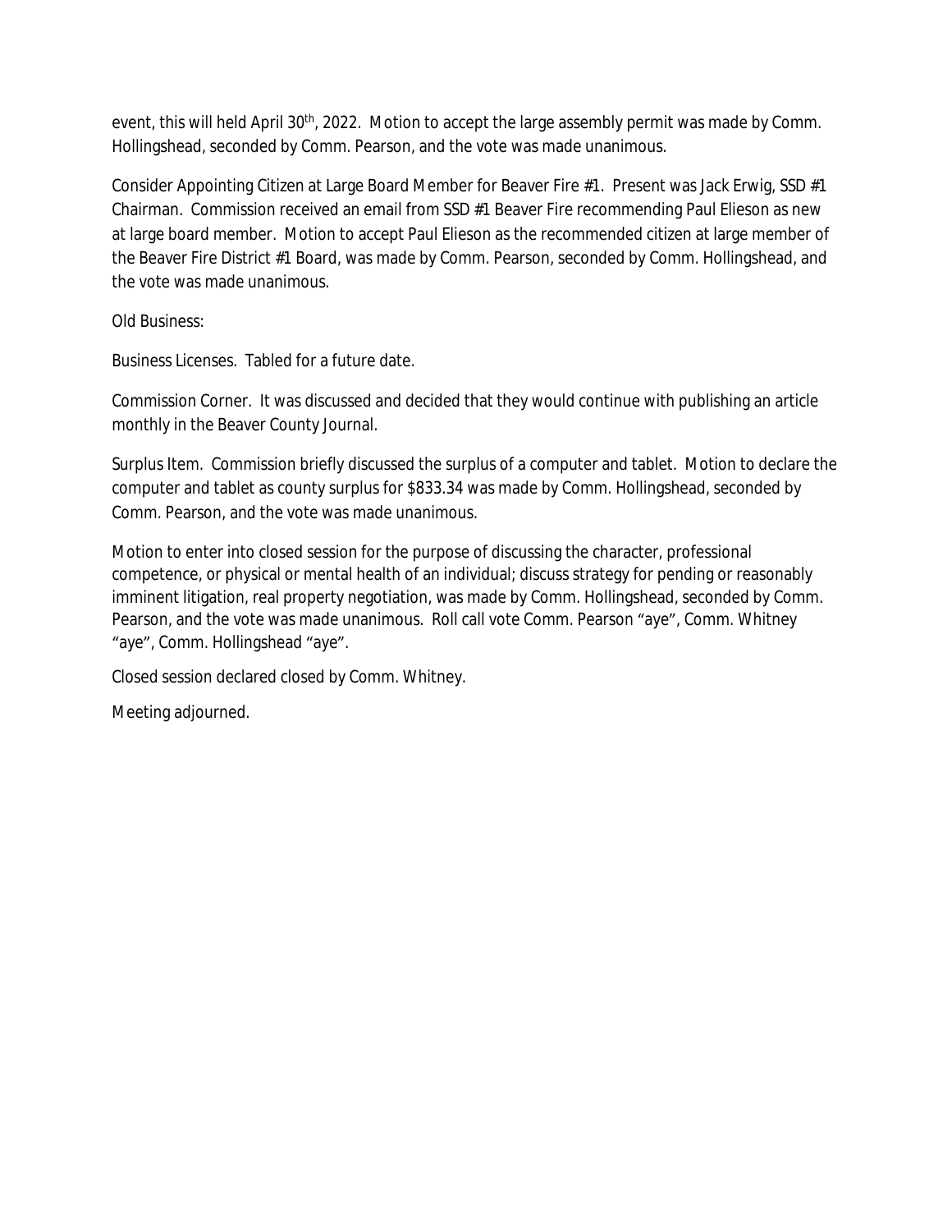event, this will held April 30th, 2022. Motion to accept the large assembly permit was made by Comm. Hollingshead, seconded by Comm. Pearson, and the vote was made unanimous.

Consider Appointing Citizen at Large Board Member for Beaver Fire #1. Present was Jack Erwig, SSD #1 Chairman. Commission received an email from SSD #1 Beaver Fire recommending Paul Elieson as new at large board member. Motion to accept Paul Elieson as the recommended citizen at large member of the Beaver Fire District #1 Board, was made by Comm. Pearson, seconded by Comm. Hollingshead, and the vote was made unanimous.

Old Business:

Business Licenses. Tabled for a future date.

Commission Corner. It was discussed and decided that they would continue with publishing an article monthly in the Beaver County Journal.

Surplus Item. Commission briefly discussed the surplus of a computer and tablet. Motion to declare the computer and tablet as county surplus for $833.34 was made by Comm. Hollingshead, seconded by Comm. Pearson, and the vote was made unanimous.

Motion to enter into closed session for the purpose of discussing the character, professional competence, or physical or mental health of an individual; discuss strategy for pending or reasonably imminent litigation, real property negotiation, was made by Comm. Hollingshead, seconded by Comm. Pearson, and the vote was made unanimous. Roll call vote Comm. Pearson "aye", Comm. Whitney "aye", Comm. Hollingshead "aye".

Closed session declared closed by Comm. Whitney.

Meeting adjourned.